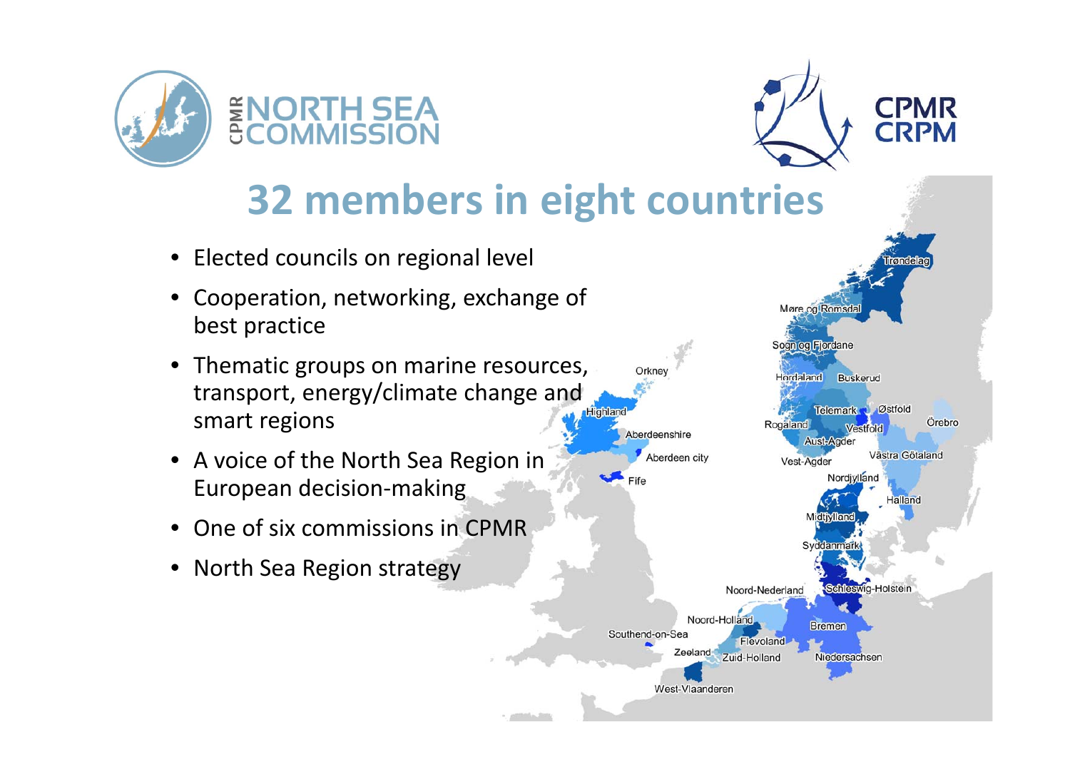CPMR NORTH SEA COMMISSION

CPMR CRPM

# 32 members in eight countries

- Elected councils on regional level
- Cooperation, networking, exchange of best practice
- Thematic groups on marine resources, transport, energy/climate change and smart regions
- A voice of the North Sea Region in European decision-making
- One of six commissions in CPMR
- North Sea Region strategy

Trøndelag, Møre og Romsdal, Sogn og Fjordane, Hordaland, Buskerud, Telemark, Østfold, Örebro, Rogaland, Vestfold, Aust-Agder, Västra Götaland, Vest-Agder, Nordjylland, Halland, Midtjylland, Syddanmark, Schleswig-Holstein, Orkney, Highland, Aberdeenshire, Aberdeen city, Fife, Noord-Nederland, Noord-Holland, Bremen, Southend-on-Sea, Flevoland, Zeeland, Zuid-Holland, Niedersachsen, West-Vlaanderen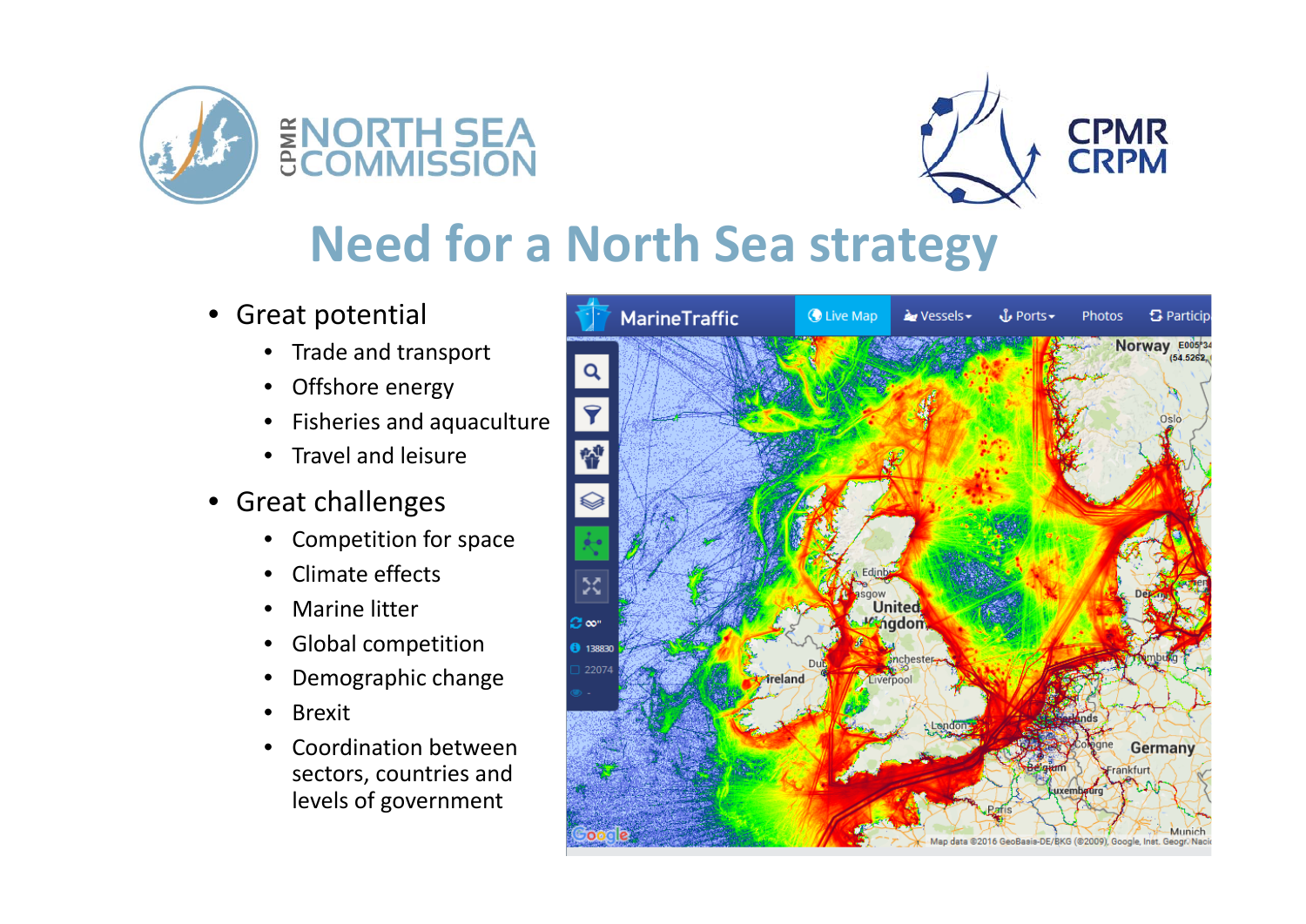# Need for a North Sea strategy

- Great potential
  - Trade and transport
  - Offshore energy
  - Fisheries and aquaculture
  - Travel and leisure
- Great challenges
  - Competition for space
  - Climate effects
  - Marine litter
  - Global competition
  - Demographic change
  - Brexit
  - Coordination between sectors, countries and levels of government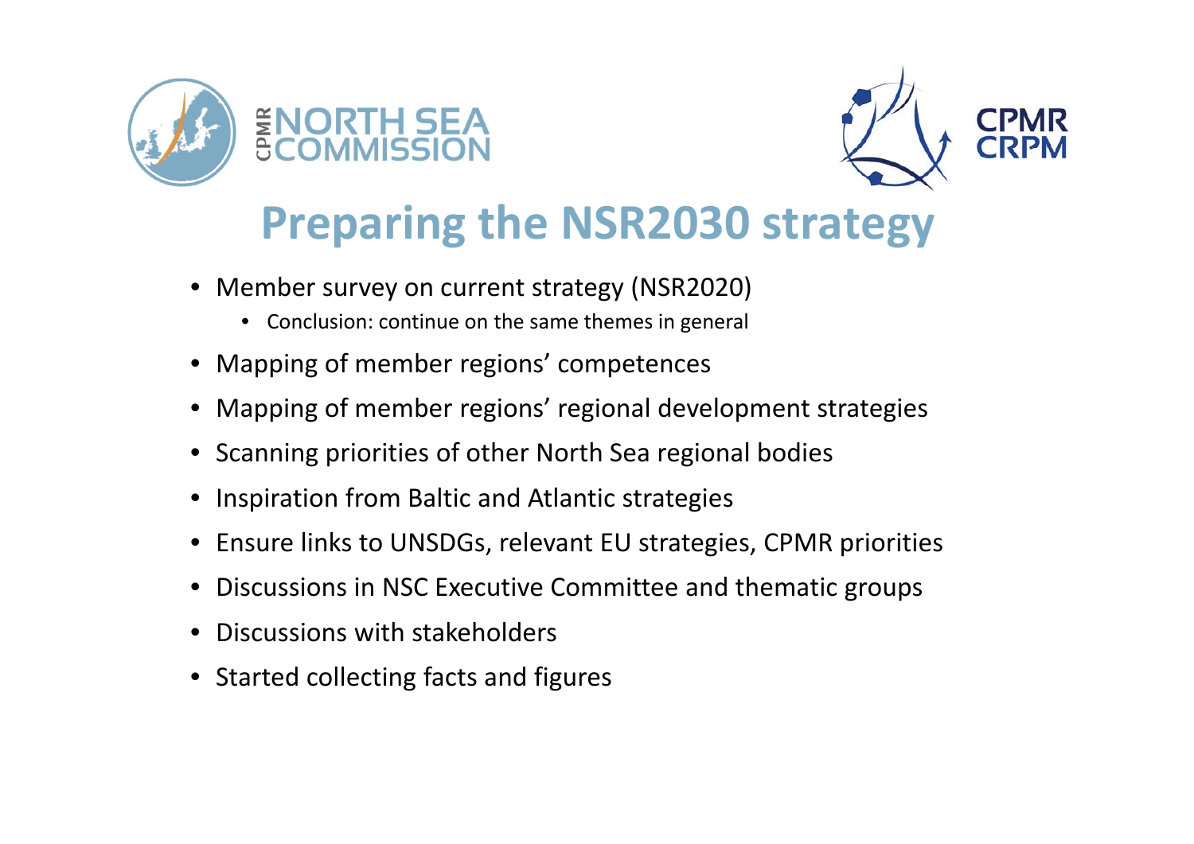# Preparing the NSR2030 strategy

- Member survey on current strategy (NSR2020)
  - Conclusion: continue on the same themes in general
- Mapping of member regions' competences
- Mapping of member regions' regional development strategies
- Scanning priorities of other North Sea regional bodies
- Inspiration from Baltic and Atlantic strategies
- Ensure links to UNSDGs, relevant EU strategies, CPMR priorities
- Discussions in NSC Executive Committee and thematic groups
- Discussions with stakeholders
- Started collecting facts and figures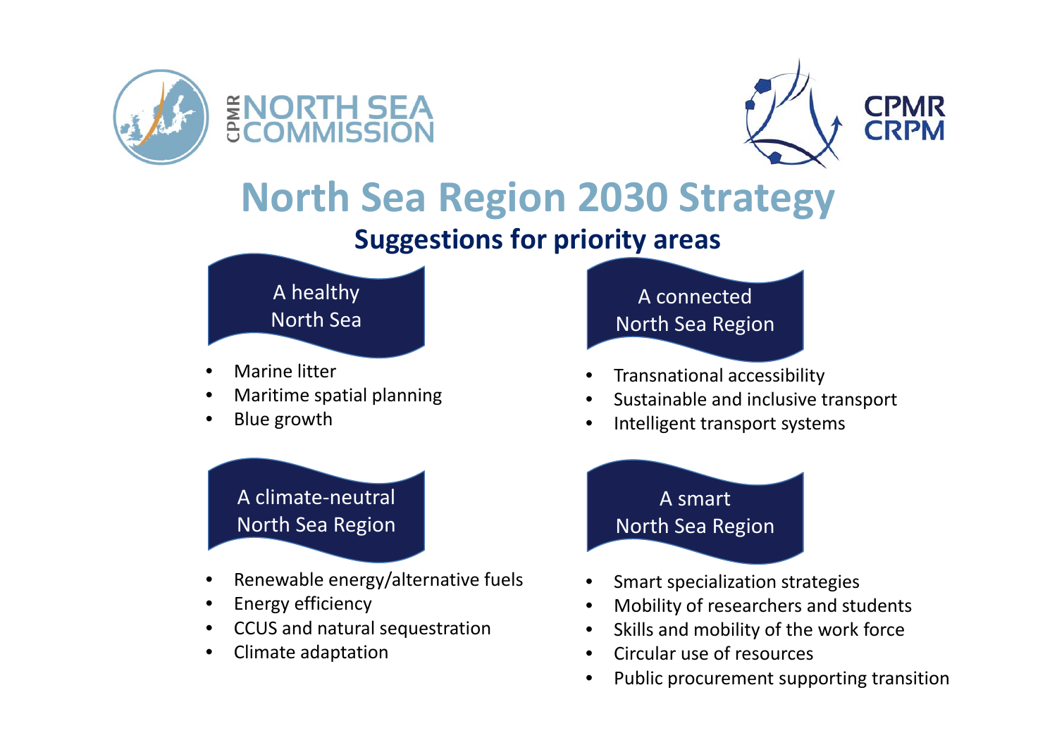CPMR NORTH SEA COMMISSION

CPMR CRPM

# North Sea Region 2030 Strategy

## Suggestions for priority areas

### A healthy North Sea

- Marine litter
- Maritime spatial planning
- Blue growth

### A connected North Sea Region

- Transnational accessibility
- Sustainable and inclusive transport
- Intelligent transport systems

### A climate-neutral North Sea Region

- Renewable energy/alternative fuels
- Energy efficiency
- CCUS and natural sequestration
- Climate adaptation

### A smart North Sea Region

- Smart specialization strategies
- Mobility of researchers and students
- Skills and mobility of the work force
- Circular use of resources
- Public procurement supporting transition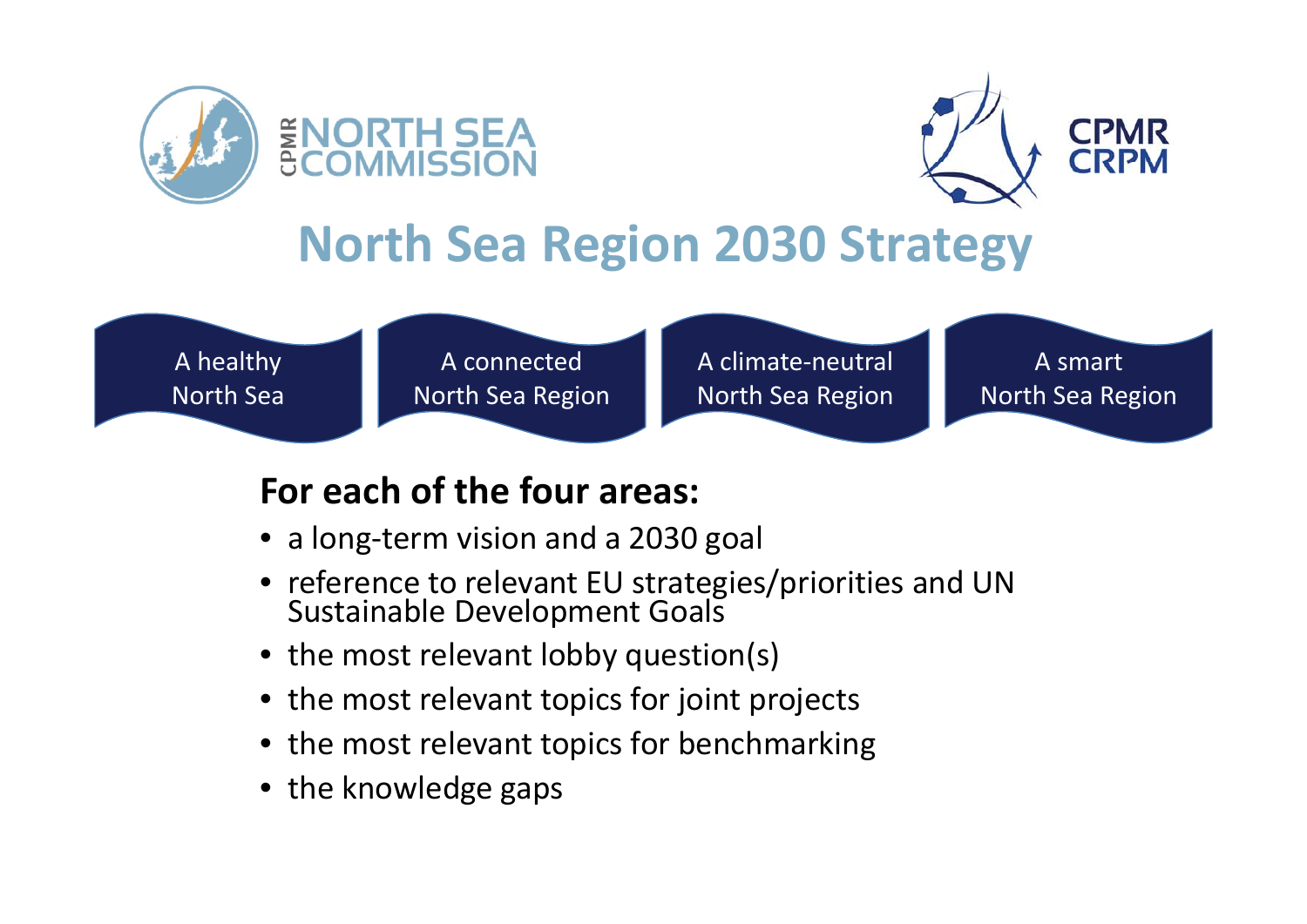CPMR NORTH SEA COMMISSION

CPMR CRPM

# North Sea Region 2030 Strategy

A healthy North Sea

A connected North Sea Region

A climate-neutral North Sea Region

A smart North Sea Region

**For each of the four areas:**

- a long-term vision and a 2030 goal
- reference to relevant EU strategies/priorities and UN Sustainable Development Goals
- the most relevant lobby question(s)
- the most relevant topics for joint projects
- the most relevant topics for benchmarking
- the knowledge gaps